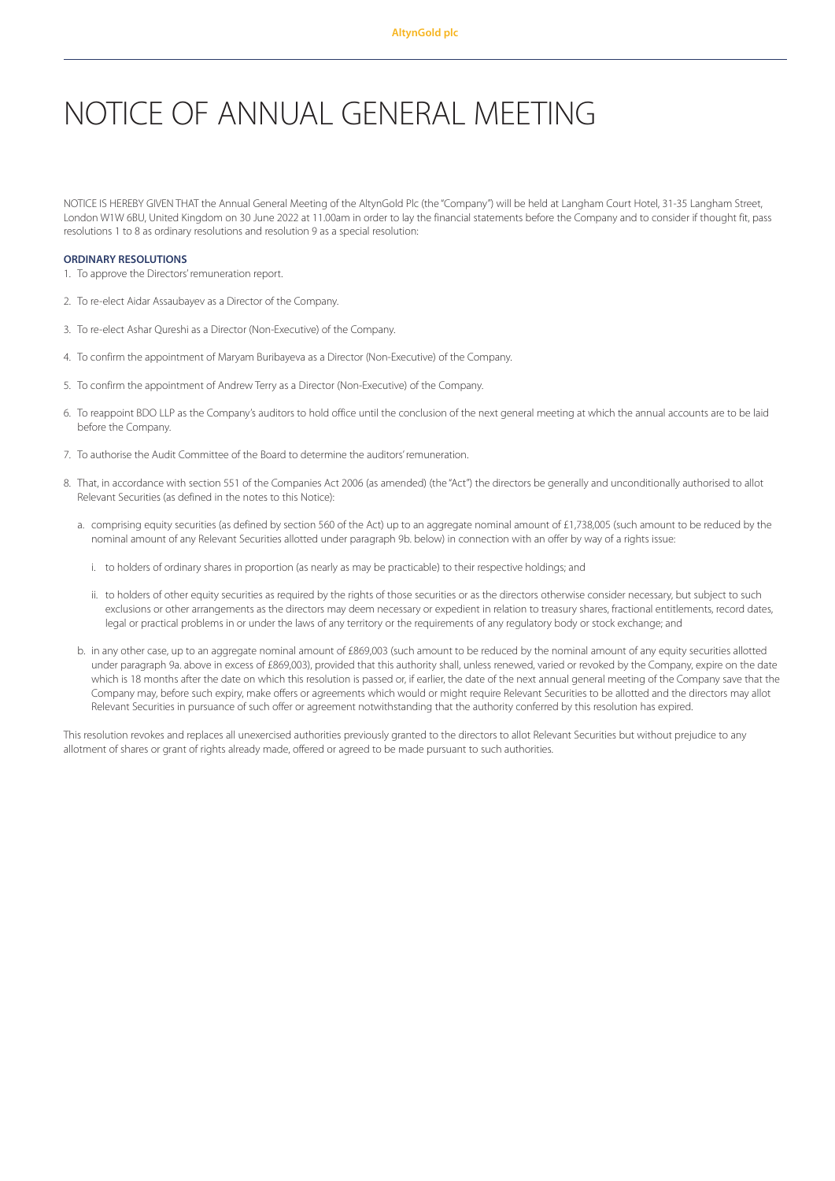# NOTICE OF ANNUAL GENERAL MEETING

NOTICE IS HEREBY GIVEN THAT the Annual General Meeting of the AltynGold Plc (the "Company") will be held at Langham Court Hotel, 31-35 Langham Street, London W1W 6BU, United Kingdom on 30 June 2022 at 11.00am in order to lay the financial statements before the Company and to consider if thought fit, pass resolutions 1 to 8 as ordinary resolutions and resolution 9 as a special resolution:

**ORDINARY RESOLUTIONS**

1. To approve the Directors' remuneration report.
2. To re-elect Aidar Assaubayev as a Director of the Company.
3. To re-elect Ashar Qureshi as a Director (Non-Executive) of the Company.
4. To confirm the appointment of Maryam Buribayeva as a Director (Non-Executive) of the Company.
5. To confirm the appointment of Andrew Terry as a Director (Non-Executive) of the Company.
6. To reappoint BDO LLP as the Company's auditors to hold office until the conclusion of the next general meeting at which the annual accounts are to be laid before the Company.
7. To authorise the Audit Committee of the Board to determine the auditors' remuneration.
8. That, in accordance with section 551 of the Companies Act 2006 (as amended) (the "Act") the directors be generally and unconditionally authorised to allot Relevant Securities (as defined in the notes to this Notice):
   a. comprising equity securities (as defined by section 560 of the Act) up to an aggregate nominal amount of £1,738,005 (such amount to be reduced by the nominal amount of any Relevant Securities allotted under paragraph 9b. below) in connection with an offer by way of a rights issue:
      i. to holders of ordinary shares in proportion (as nearly as may be practicable) to their respective holdings; and
      ii. to holders of other equity securities as required by the rights of those securities or as the directors otherwise consider necessary, but subject to such exclusions or other arrangements as the directors may deem necessary or expedient in relation to treasury shares, fractional entitlements, record dates, legal or practical problems in or under the laws of any territory or the requirements of any regulatory body or stock exchange; and
   b. in any other case, up to an aggregate nominal amount of £869,003 (such amount to be reduced by the nominal amount of any equity securities allotted under paragraph 9a. above in excess of £869,003), provided that this authority shall, unless renewed, varied or revoked by the Company, expire on the date which is 18 months after the date on which this resolution is passed or, if earlier, the date of the next annual general meeting of the Company save that the Company may, before such expiry, make offers or agreements which would or might require Relevant Securities to be allotted and the directors may allot Relevant Securities in pursuance of such offer or agreement notwithstanding that the authority conferred by this resolution has expired.

This resolution revokes and replaces all unexercised authorities previously granted to the directors to allot Relevant Securities but without prejudice to any allotment of shares or grant of rights already made, offered or agreed to be made pursuant to such authorities.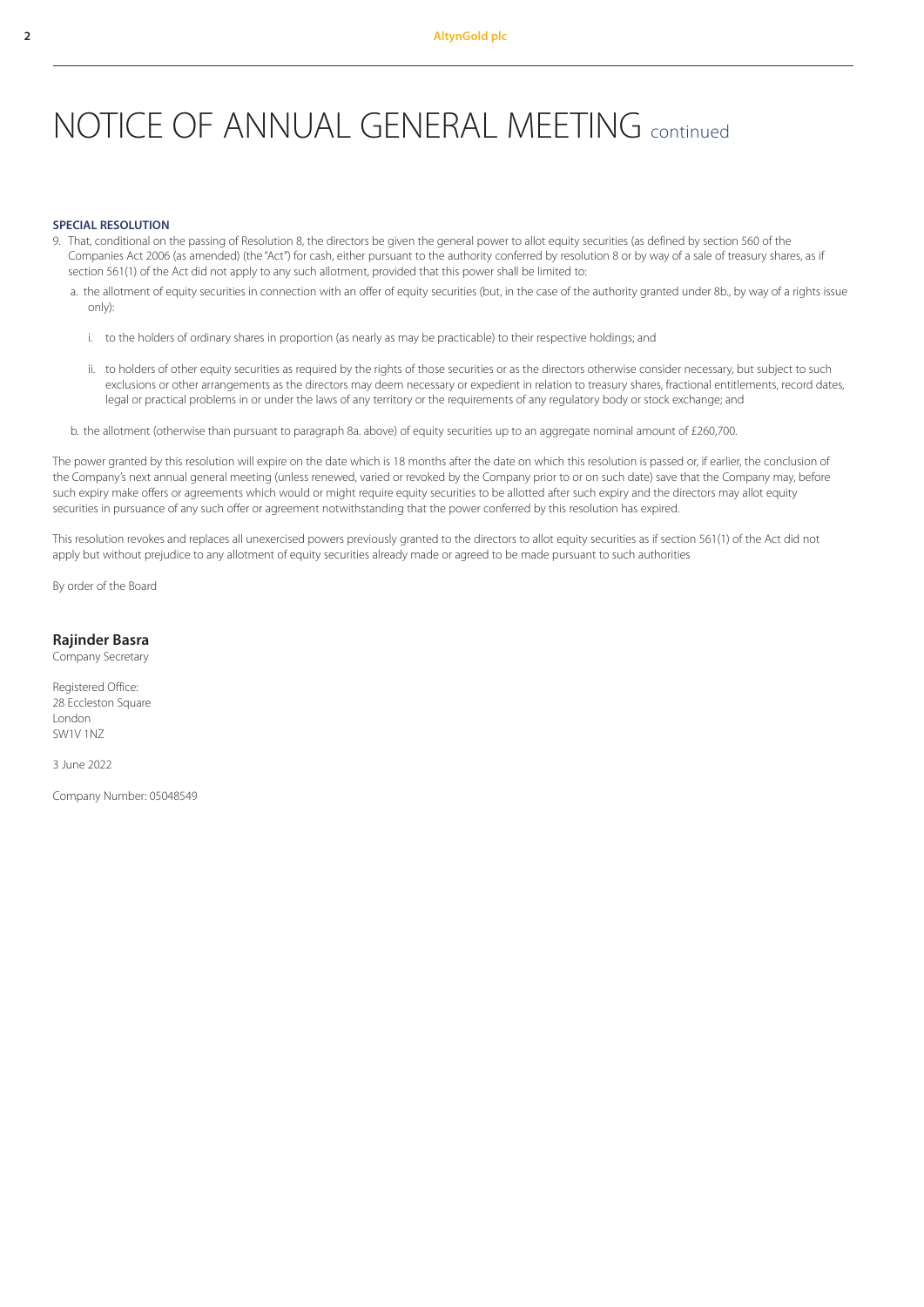# NOTICE OF ANNUAL GENERAL MEETING continued

**SPECIAL RESOLUTION**

9. That, conditional on the passing of Resolution 8, the directors be given the general power to allot equity securities (as defined by section 560 of the Companies Act 2006 (as amended) (the "Act") for cash, either pursuant to the authority conferred by resolution 8 or by way of a sale of treasury shares, as if section 561(1) of the Act did not apply to any such allotment, provided that this power shall be limited to:

   a. the allotment of equity securities in connection with an offer of equity securities (but, in the case of the authority granted under 8b., by way of a rights issue only):

      i. to the holders of ordinary shares in proportion (as nearly as may be practicable) to their respective holdings; and

      ii. to holders of other equity securities as required by the rights of those securities or as the directors otherwise consider necessary, but subject to such exclusions or other arrangements as the directors may deem necessary or expedient in relation to treasury shares, fractional entitlements, record dates, legal or practical problems in or under the laws of any territory or the requirements of any regulatory body or stock exchange; and

   b. the allotment (otherwise than pursuant to paragraph 8a. above) of equity securities up to an aggregate nominal amount of £260,700.

The power granted by this resolution will expire on the date which is 18 months after the date on which this resolution is passed or, if earlier, the conclusion of the Company's next annual general meeting (unless renewed, varied or revoked by the Company prior to or on such date) save that the Company may, before such expiry make offers or agreements which would or might require equity securities to be allotted after such expiry and the directors may allot equity securities in pursuance of any such offer or agreement notwithstanding that the power conferred by this resolution has expired.

This resolution revokes and replaces all unexercised powers previously granted to the directors to allot equity securities as if section 561(1) of the Act did not apply but without prejudice to any allotment of equity securities already made or agreed to be made pursuant to such authorities

By order of the Board

**Rajinder Basra**
Company Secretary

Registered Office:
28 Eccleston Square
London
SW1V 1NZ

3 June 2022

Company Number: 05048549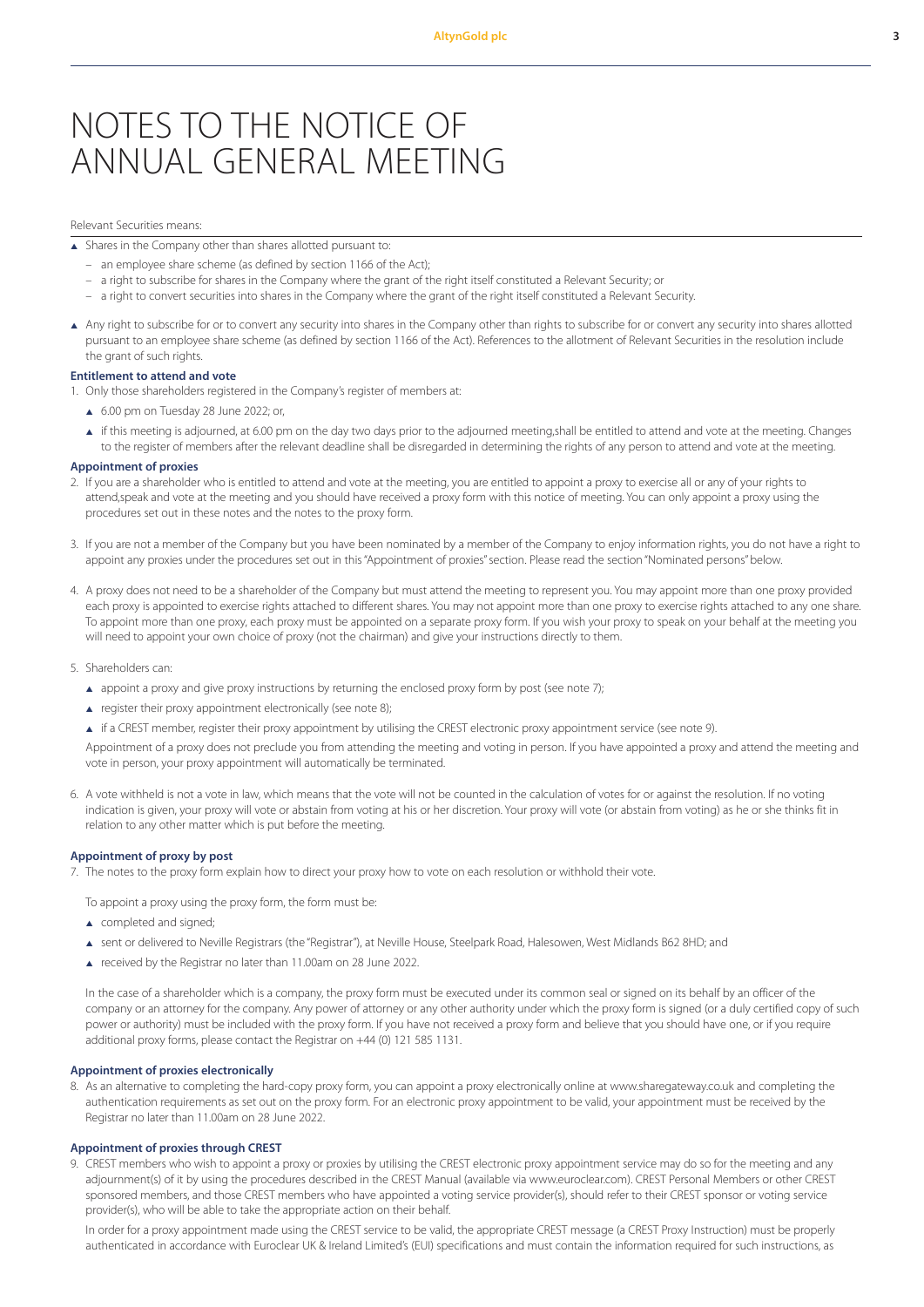# NOTES TO THE NOTICE OF ANNUAL GENERAL MEETING

Relevant Securities means:

- Shares in the Company other than shares allotted pursuant to:
  - an employee share scheme (as defined by section 1166 of the Act);
  - a right to subscribe for shares in the Company where the grant of the right itself constituted a Relevant Security; or
  - a right to convert securities into shares in the Company where the grant of the right itself constituted a Relevant Security.
- Any right to subscribe for or to convert any security into shares in the Company other than rights to subscribe for or convert any security into shares allotted pursuant to an employee share scheme (as defined by section 1166 of the Act). References to the allotment of Relevant Securities in the resolution include the grant of such rights.

### Entitlement to attend and vote

1. Only those shareholders registered in the Company's register of members at:
   - 6.00 pm on Tuesday 28 June 2022; or,
   - if this meeting is adjourned, at 6.00 pm on the day two days prior to the adjourned meeting,shall be entitled to attend and vote at the meeting. Changes to the register of members after the relevant deadline shall be disregarded in determining the rights of any person to attend and vote at the meeting.

### Appointment of proxies

2. If you are a shareholder who is entitled to attend and vote at the meeting, you are entitled to appoint a proxy to exercise all or any of your rights to attend,speak and vote at the meeting and you should have received a proxy form with this notice of meeting. You can only appoint a proxy using the procedures set out in these notes and the notes to the proxy form.
3. If you are not a member of the Company but you have been nominated by a member of the Company to enjoy information rights, you do not have a right to appoint any proxies under the procedures set out in this "Appointment of proxies" section. Please read the section "Nominated persons" below.
4. A proxy does not need to be a shareholder of the Company but must attend the meeting to represent you. You may appoint more than one proxy provided each proxy is appointed to exercise rights attached to different shares. You may not appoint more than one proxy to exercise rights attached to any one share. To appoint more than one proxy, each proxy must be appointed on a separate proxy form. If you wish your proxy to speak on your behalf at the meeting you will need to appoint your own choice of proxy (not the chairman) and give your instructions directly to them.
5. Shareholders can:
   - appoint a proxy and give proxy instructions by returning the enclosed proxy form by post (see note 7);
   - register their proxy appointment electronically (see note 8);
   - if a CREST member, register their proxy appointment by utilising the CREST electronic proxy appointment service (see note 9).

   Appointment of a proxy does not preclude you from attending the meeting and voting in person. If you have appointed a proxy and attend the meeting and vote in person, your proxy appointment will automatically be terminated.
6. A vote withheld is not a vote in law, which means that the vote will not be counted in the calculation of votes for or against the resolution. If no voting indication is given, your proxy will vote or abstain from voting at his or her discretion. Your proxy will vote (or abstain from voting) as he or she thinks fit in relation to any other matter which is put before the meeting.

### Appointment of proxy by post

7. The notes to the proxy form explain how to direct your proxy how to vote on each resolution or withhold their vote.

   To appoint a proxy using the proxy form, the form must be:
   - completed and signed;
   - sent or delivered to Neville Registrars (the "Registrar"), at Neville House, Steelpark Road, Halesowen, West Midlands B62 8HD; and
   - received by the Registrar no later than 11.00am on 28 June 2022.

   In the case of a shareholder which is a company, the proxy form must be executed under its common seal or signed on its behalf by an officer of the company or an attorney for the company. Any power of attorney or any other authority under which the proxy form is signed (or a duly certified copy of such power or authority) must be included with the proxy form. If you have not received a proxy form and believe that you should have one, or if you require additional proxy forms, please contact the Registrar on +44 (0) 121 585 1131.

### Appointment of proxies electronically

8. As an alternative to completing the hard-copy proxy form, you can appoint a proxy electronically online at www.sharegateway.co.uk and completing the authentication requirements as set out on the proxy form. For an electronic proxy appointment to be valid, your appointment must be received by the Registrar no later than 11.00am on 28 June 2022.

### Appointment of proxies through CREST

9. CREST members who wish to appoint a proxy or proxies by utilising the CREST electronic proxy appointment service may do so for the meeting and any adjournment(s) of it by using the procedures described in the CREST Manual (available via www.euroclear.com). CREST Personal Members or other CREST sponsored members, and those CREST members who have appointed a voting service provider(s), should refer to their CREST sponsor or voting service provider(s), who will be able to take the appropriate action on their behalf.

   In order for a proxy appointment made using the CREST service to be valid, the appropriate CREST message (a CREST Proxy Instruction) must be properly authenticated in accordance with Euroclear UK & Ireland Limited's (EUI) specifications and must contain the information required for such instructions, as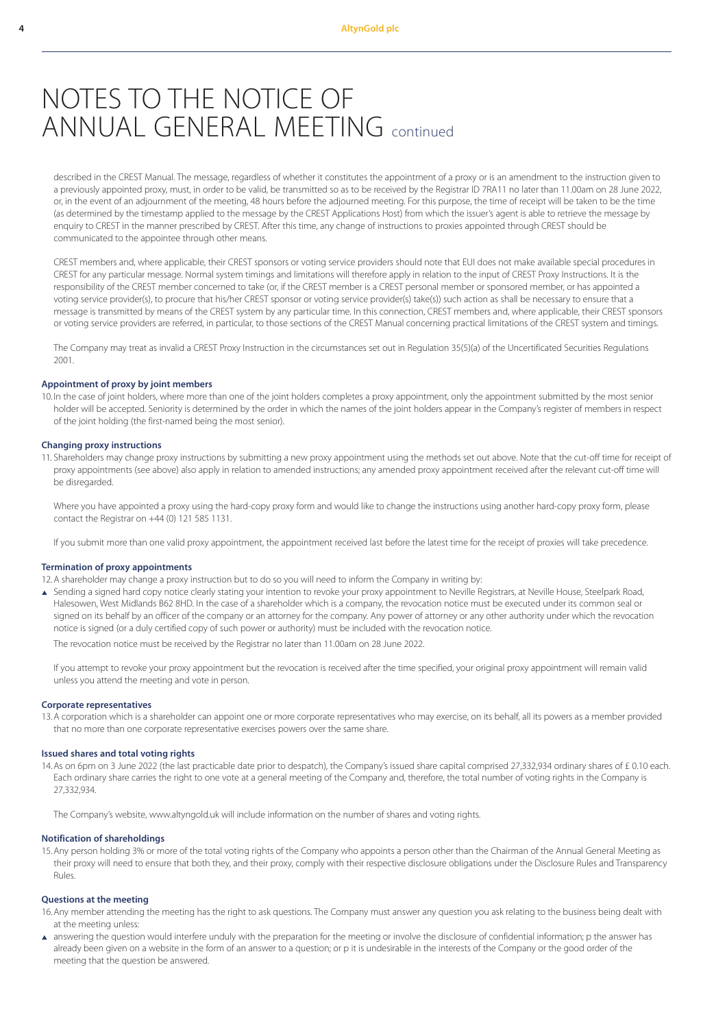# NOTES TO THE NOTICE OF ANNUAL GENERAL MEETING continued

described in the CREST Manual. The message, regardless of whether it constitutes the appointment of a proxy or is an amendment to the instruction given to a previously appointed proxy, must, in order to be valid, be transmitted so as to be received by the Registrar ID 7RA11 no later than 11.00am on 28 June 2022, or, in the event of an adjournment of the meeting, 48 hours before the adjourned meeting. For this purpose, the time of receipt will be taken to be the time (as determined by the timestamp applied to the message by the CREST Applications Host) from which the issuer's agent is able to retrieve the message by enquiry to CREST in the manner prescribed by CREST. After this time, any change of instructions to proxies appointed through CREST should be communicated to the appointee through other means.

CREST members and, where applicable, their CREST sponsors or voting service providers should note that EUI does not make available special procedures in CREST for any particular message. Normal system timings and limitations will therefore apply in relation to the input of CREST Proxy Instructions. It is the responsibility of the CREST member concerned to take (or, if the CREST member is a CREST personal member or sponsored member, or has appointed a voting service provider(s), to procure that his/her CREST sponsor or voting service provider(s) take(s)) such action as shall be necessary to ensure that a message is transmitted by means of the CREST system by any particular time. In this connection, CREST members and, where applicable, their CREST sponsors or voting service providers are referred, in particular, to those sections of the CREST Manual concerning practical limitations of the CREST system and timings.

The Company may treat as invalid a CREST Proxy Instruction in the circumstances set out in Regulation 35(5)(a) of the Uncertificated Securities Regulations 2001.

**Appointment of proxy by joint members**

10. In the case of joint holders, where more than one of the joint holders completes a proxy appointment, only the appointment submitted by the most senior holder will be accepted. Seniority is determined by the order in which the names of the joint holders appear in the Company's register of members in respect of the joint holding (the first-named being the most senior).

**Changing proxy instructions**

11. Shareholders may change proxy instructions by submitting a new proxy appointment using the methods set out above. Note that the cut-off time for receipt of proxy appointments (see above) also apply in relation to amended instructions; any amended proxy appointment received after the relevant cut-off time will be disregarded.

Where you have appointed a proxy using the hard-copy proxy form and would like to change the instructions using another hard-copy proxy form, please contact the Registrar on +44 (0) 121 585 1131.

If you submit more than one valid proxy appointment, the appointment received last before the latest time for the receipt of proxies will take precedence.

**Termination of proxy appointments**

12. A shareholder may change a proxy instruction but to do so you will need to inform the Company in writing by:

- Sending a signed hard copy notice clearly stating your intention to revoke your proxy appointment to Neville Registrars, at Neville House, Steelpark Road, Halesowen, West Midlands B62 8HD. In the case of a shareholder which is a company, the revocation notice must be executed under its common seal or signed on its behalf by an officer of the company or an attorney for the company. Any power of attorney or any other authority under which the revocation notice is signed (or a duly certified copy of such power or authority) must be included with the revocation notice.

  The revocation notice must be received by the Registrar no later than 11.00am on 28 June 2022.

If you attempt to revoke your proxy appointment but the revocation is received after the time specified, your original proxy appointment will remain valid unless you attend the meeting and vote in person.

**Corporate representatives**

13. A corporation which is a shareholder can appoint one or more corporate representatives who may exercise, on its behalf, all its powers as a member provided that no more than one corporate representative exercises powers over the same share.

**Issued shares and total voting rights**

14. As on 6pm on 3 June 2022 (the last practicable date prior to despatch), the Company's issued share capital comprised 27,332,934 ordinary shares of £ 0.10 each. Each ordinary share carries the right to one vote at a general meeting of the Company and, therefore, the total number of voting rights in the Company is 27,332,934.

The Company's website, www.altyngold.uk will include information on the number of shares and voting rights.

**Notification of shareholdings**

15. Any person holding 3% or more of the total voting rights of the Company who appoints a person other than the Chairman of the Annual General Meeting as their proxy will need to ensure that both they, and their proxy, comply with their respective disclosure obligations under the Disclosure Rules and Transparency Rules.

**Questions at the meeting**

16. Any member attending the meeting has the right to ask questions. The Company must answer any question you ask relating to the business being dealt with at the meeting unless:

- answering the question would interfere unduly with the preparation for the meeting or involve the disclosure of confidential information; p the answer has already been given on a website in the form of an answer to a question; or p it is undesirable in the interests of the Company or the good order of the meeting that the question be answered.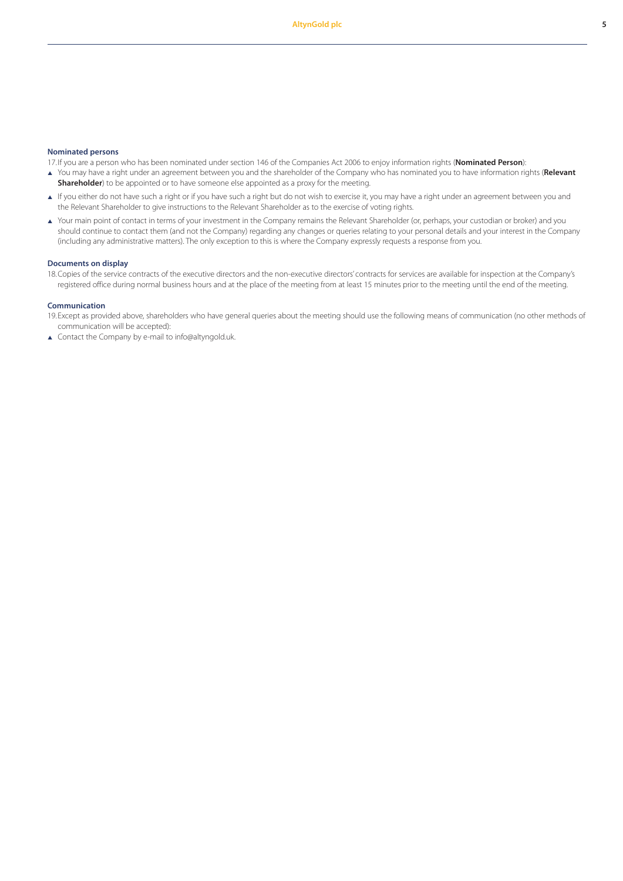### Nominated persons

17. If you are a person who has been nominated under section 146 of the Companies Act 2006 to enjoy information rights (**Nominated Person**):

- You may have a right under an agreement between you and the shareholder of the Company who has nominated you to have information rights (**Relevant Shareholder**) to be appointed or to have someone else appointed as a proxy for the meeting.
- If you either do not have such a right or if you have such a right but do not wish to exercise it, you may have a right under an agreement between you and the Relevant Shareholder to give instructions to the Relevant Shareholder as to the exercise of voting rights.
- Your main point of contact in terms of your investment in the Company remains the Relevant Shareholder (or, perhaps, your custodian or broker) and you should continue to contact them (and not the Company) regarding any changes or queries relating to your personal details and your interest in the Company (including any administrative matters). The only exception to this is where the Company expressly requests a response from you.

### Documents on display

18. Copies of the service contracts of the executive directors and the non-executive directors' contracts for services are available for inspection at the Company's registered office during normal business hours and at the place of the meeting from at least 15 minutes prior to the meeting until the end of the meeting.

### Communication

19. Except as provided above, shareholders who have general queries about the meeting should use the following means of communication (no other methods of communication will be accepted):

- Contact the Company by e-mail to info@altyngold.uk.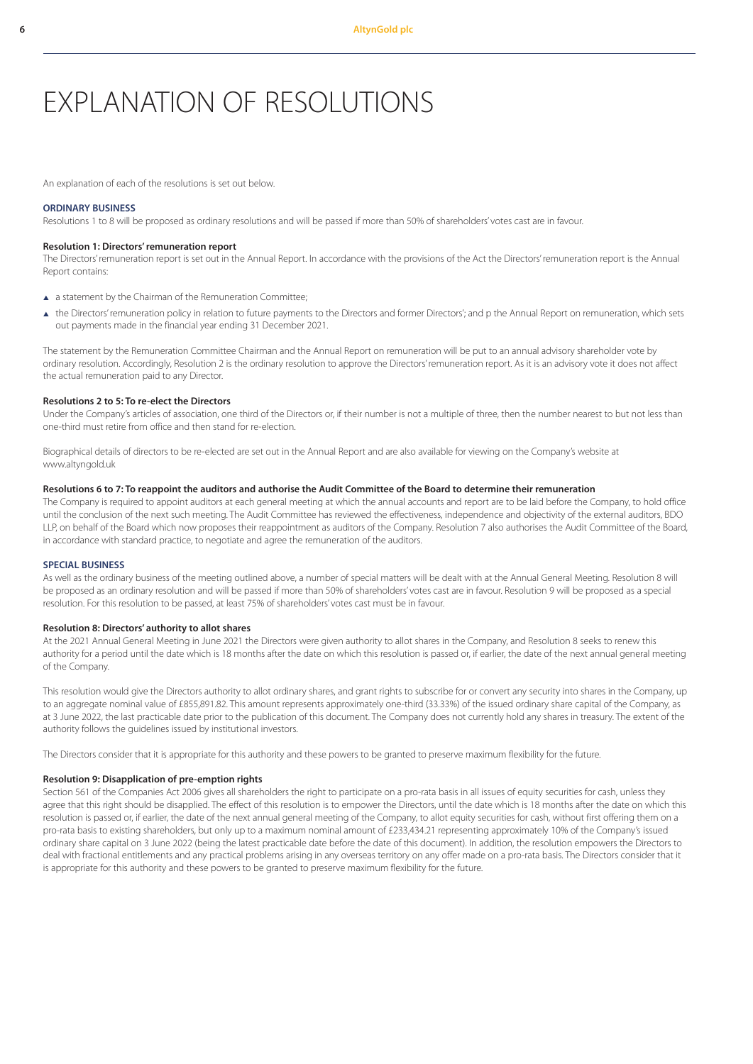# EXPLANATION OF RESOLUTIONS

An explanation of each of the resolutions is set out below.

## ORDINARY BUSINESS

Resolutions 1 to 8 will be proposed as ordinary resolutions and will be passed if more than 50% of shareholders' votes cast are in favour.

### Resolution 1: Directors' remuneration report

The Directors' remuneration report is set out in the Annual Report. In accordance with the provisions of the Act the Directors' remuneration report is the Annual Report contains:

- a statement by the Chairman of the Remuneration Committee;
- the Directors' remuneration policy in relation to future payments to the Directors and former Directors'; and p the Annual Report on remuneration, which sets out payments made in the financial year ending 31 December 2021.

The statement by the Remuneration Committee Chairman and the Annual Report on remuneration will be put to an annual advisory shareholder vote by ordinary resolution. Accordingly, Resolution 2 is the ordinary resolution to approve the Directors' remuneration report. As it is an advisory vote it does not affect the actual remuneration paid to any Director.

### Resolutions 2 to 5: To re-elect the Directors

Under the Company's articles of association, one third of the Directors or, if their number is not a multiple of three, then the number nearest to but not less than one-third must retire from office and then stand for re-election.

Biographical details of directors to be re-elected are set out in the Annual Report and are also available for viewing on the Company's website at www.altyngold.uk

### Resolutions 6 to 7: To reappoint the auditors and authorise the Audit Committee of the Board to determine their remuneration

The Company is required to appoint auditors at each general meeting at which the annual accounts and report are to be laid before the Company, to hold office until the conclusion of the next such meeting. The Audit Committee has reviewed the effectiveness, independence and objectivity of the external auditors, BDO LLP, on behalf of the Board which now proposes their reappointment as auditors of the Company. Resolution 7 also authorises the Audit Committee of the Board, in accordance with standard practice, to negotiate and agree the remuneration of the auditors.

## SPECIAL BUSINESS

As well as the ordinary business of the meeting outlined above, a number of special matters will be dealt with at the Annual General Meeting. Resolution 8 will be proposed as an ordinary resolution and will be passed if more than 50% of shareholders' votes cast are in favour. Resolution 9 will be proposed as a special resolution. For this resolution to be passed, at least 75% of shareholders' votes cast must be in favour.

### Resolution 8: Directors' authority to allot shares

At the 2021 Annual General Meeting in June 2021 the Directors were given authority to allot shares in the Company, and Resolution 8 seeks to renew this authority for a period until the date which is 18 months after the date on which this resolution is passed or, if earlier, the date of the next annual general meeting of the Company.

This resolution would give the Directors authority to allot ordinary shares, and grant rights to subscribe for or convert any security into shares in the Company, up to an aggregate nominal value of £855,891.82. This amount represents approximately one-third (33.33%) of the issued ordinary share capital of the Company, as at 3 June 2022, the last practicable date prior to the publication of this document. The Company does not currently hold any shares in treasury. The extent of the authority follows the guidelines issued by institutional investors.

The Directors consider that it is appropriate for this authority and these powers to be granted to preserve maximum flexibility for the future.

### Resolution 9: Disapplication of pre-emption rights

Section 561 of the Companies Act 2006 gives all shareholders the right to participate on a pro-rata basis in all issues of equity securities for cash, unless they agree that this right should be disapplied. The effect of this resolution is to empower the Directors, until the date which is 18 months after the date on which this resolution is passed or, if earlier, the date of the next annual general meeting of the Company, to allot equity securities for cash, without first offering them on a pro-rata basis to existing shareholders, but only up to a maximum nominal amount of £233,434.21 representing approximately 10% of the Company's issued ordinary share capital on 3 June 2022 (being the latest practicable date before the date of this document). In addition, the resolution empowers the Directors to deal with fractional entitlements and any practical problems arising in any overseas territory on any offer made on a pro-rata basis. The Directors consider that it is appropriate for this authority and these powers to be granted to preserve maximum flexibility for the future.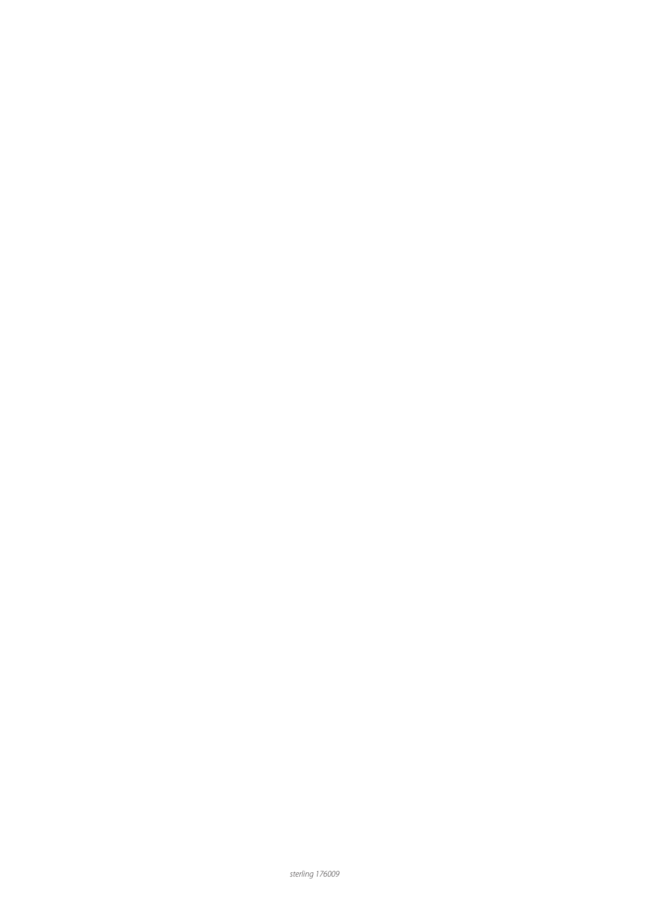*sterling 176009*